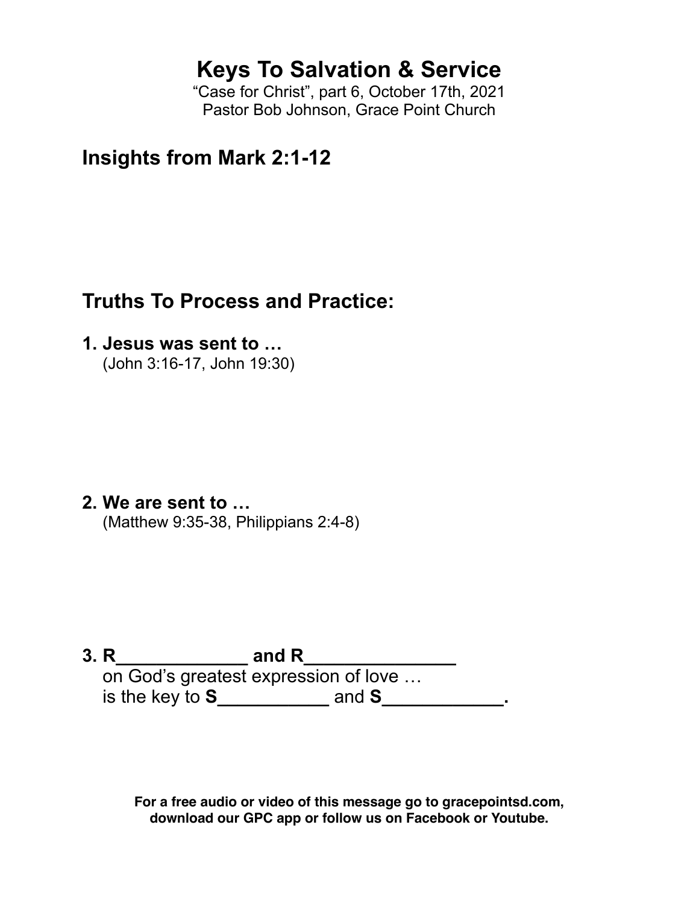# Keys To Salvation & Service

"Case for Christ", part 6, October 17th, 2021
Pastor Bob Johnson, Grace Point Church

## Insights from Mark 2:1-12

## Truths To Process and Practice:

**1. Jesus was sent to …**
(John 3:16-17, John 19:30)

**2. We are sent to …**
(Matthew 9:35-38, Philippians 2:4-8)

**3. R_____________ and R______________**
on God's greatest expression of love …
is the key to **S___________** and **S____________.**

**For a free audio or video of this message go to gracepointsd.com, download our GPC app or follow us on Facebook or Youtube.**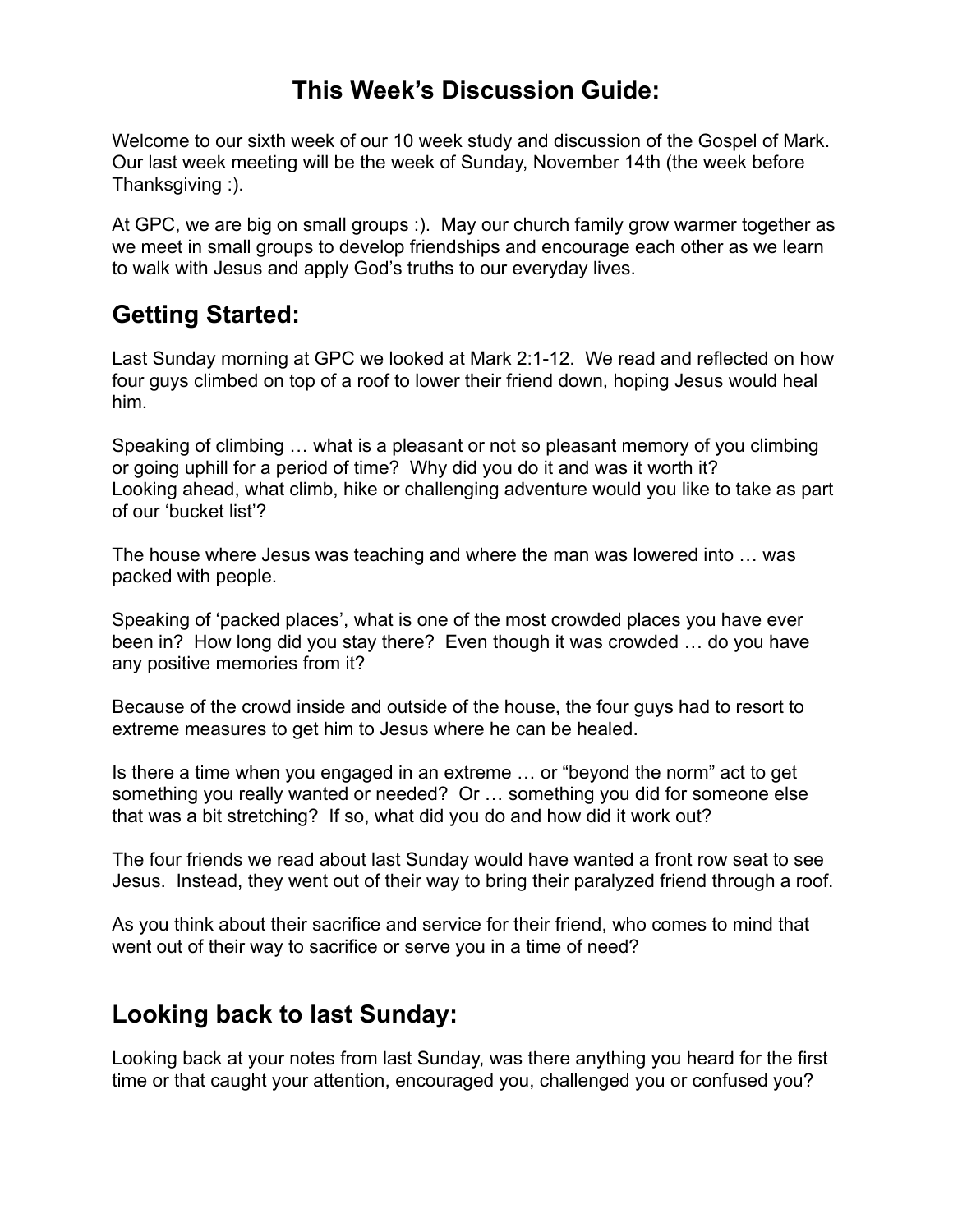# This Week's Discussion Guide:

Welcome to our sixth week of our 10 week study and discussion of the Gospel of Mark. Our last week meeting will be the week of Sunday, November 14th (the week before Thanksgiving :).

At GPC, we are big on small groups :). May our church family grow warmer together as we meet in small groups to develop friendships and encourage each other as we learn to walk with Jesus and apply God's truths to our everyday lives.

## Getting Started:

Last Sunday morning at GPC we looked at Mark 2:1-12. We read and reflected on how four guys climbed on top of a roof to lower their friend down, hoping Jesus would heal him.

Speaking of climbing … what is a pleasant or not so pleasant memory of you climbing or going uphill for a period of time? Why did you do it and was it worth it?
Looking ahead, what climb, hike or challenging adventure would you like to take as part of our 'bucket list'?

The house where Jesus was teaching and where the man was lowered into … was packed with people.

Speaking of 'packed places', what is one of the most crowded places you have ever been in? How long did you stay there? Even though it was crowded … do you have any positive memories from it?

Because of the crowd inside and outside of the house, the four guys had to resort to extreme measures to get him to Jesus where he can be healed.

Is there a time when you engaged in an extreme … or "beyond the norm" act to get something you really wanted or needed? Or … something you did for someone else that was a bit stretching? If so, what did you do and how did it work out?

The four friends we read about last Sunday would have wanted a front row seat to see Jesus. Instead, they went out of their way to bring their paralyzed friend through a roof.

As you think about their sacrifice and service for their friend, who comes to mind that went out of their way to sacrifice or serve you in a time of need?

## Looking back to last Sunday:

Looking back at your notes from last Sunday, was there anything you heard for the first time or that caught your attention, encouraged you, challenged you or confused you?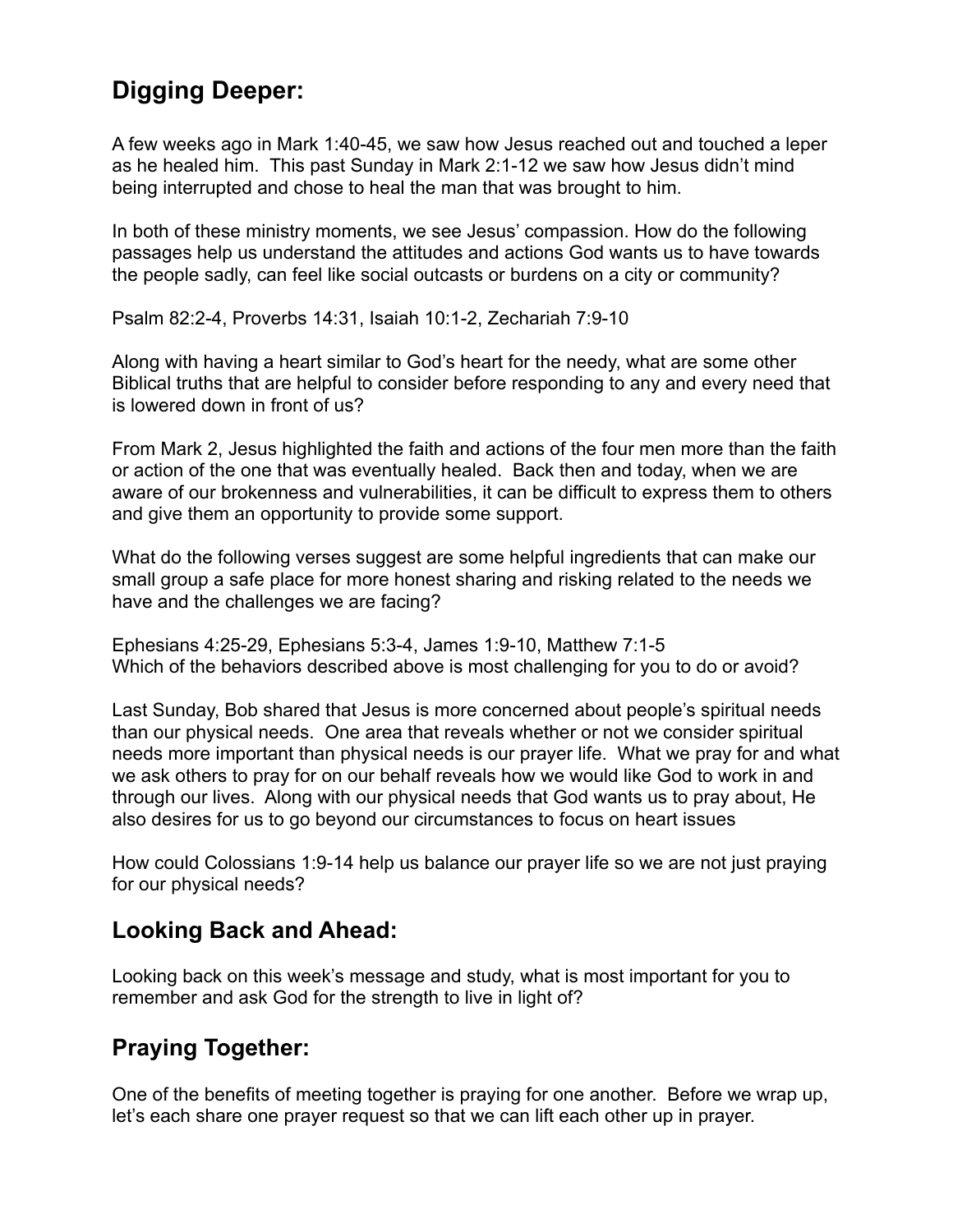## Digging Deeper:

A few weeks ago in Mark 1:40-45, we saw how Jesus reached out and touched a leper as he healed him. This past Sunday in Mark 2:1-12 we saw how Jesus didn't mind being interrupted and chose to heal the man that was brought to him.

In both of these ministry moments, we see Jesus' compassion. How do the following passages help us understand the attitudes and actions God wants us to have towards the people sadly, can feel like social outcasts or burdens on a city or community?

Psalm 82:2-4, Proverbs 14:31, Isaiah 10:1-2, Zechariah 7:9-10

Along with having a heart similar to God's heart for the needy, what are some other Biblical truths that are helpful to consider before responding to any and every need that is lowered down in front of us?

From Mark 2, Jesus highlighted the faith and actions of the four men more than the faith or action of the one that was eventually healed. Back then and today, when we are aware of our brokenness and vulnerabilities, it can be difficult to express them to others and give them an opportunity to provide some support.

What do the following verses suggest are some helpful ingredients that can make our small group a safe place for more honest sharing and risking related to the needs we have and the challenges we are facing?

Ephesians 4:25-29, Ephesians 5:3-4, James 1:9-10, Matthew 7:1-5
Which of the behaviors described above is most challenging for you to do or avoid?

Last Sunday, Bob shared that Jesus is more concerned about people's spiritual needs than our physical needs. One area that reveals whether or not we consider spiritual needs more important than physical needs is our prayer life. What we pray for and what we ask others to pray for on our behalf reveals how we would like God to work in and through our lives. Along with our physical needs that God wants us to pray about, He also desires for us to go beyond our circumstances to focus on heart issues

How could Colossians 1:9-14 help us balance our prayer life so we are not just praying for our physical needs?

## Looking Back and Ahead:

Looking back on this week's message and study, what is most important for you to remember and ask God for the strength to live in light of?

## Praying Together:

One of the benefits of meeting together is praying for one another. Before we wrap up, let's each share one prayer request so that we can lift each other up in prayer.